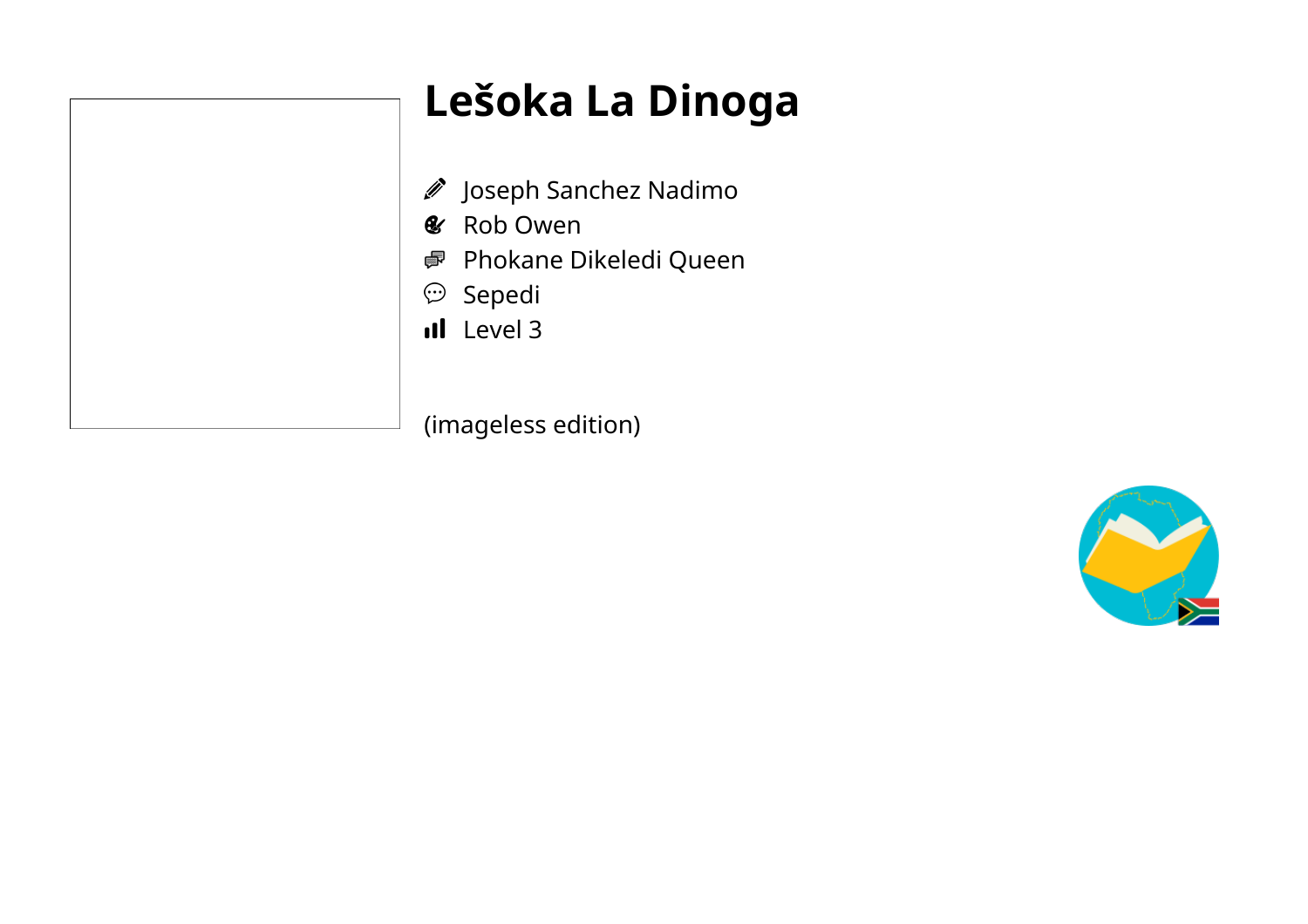# Lešoka La Dinoga

- Joseph Sanchez Nadimo
- Rob Owen
- Phokane Dikeledi Queen
- Sepedi
- Level 3

(imageless edition)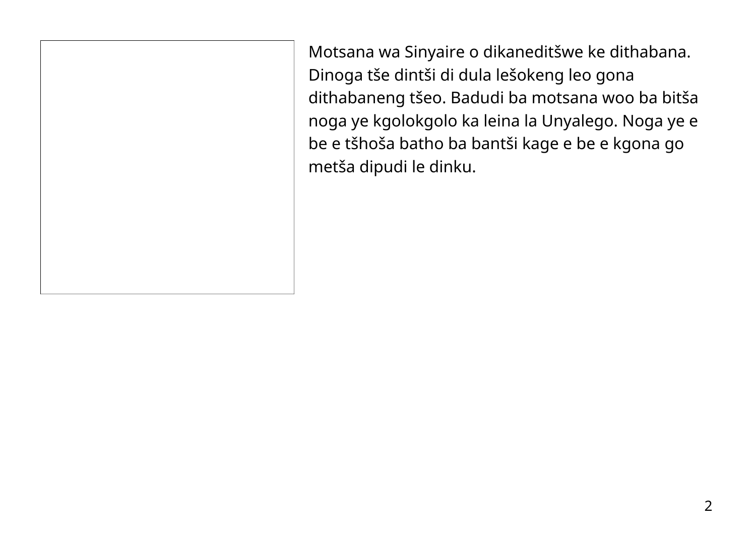Motsana wa Sinyaire o dikaneditšwe ke dithabana. Dinoga tše dintši di dula lešokeng leo gona dithabaneng tšeo. Badudi ba motsana woo ba bitša noga ye kgolokgolo ka leina la Unyalego. Noga ye e be e tšhoša batho ba bantši kage e be e kgona go metša dipudi le dinku.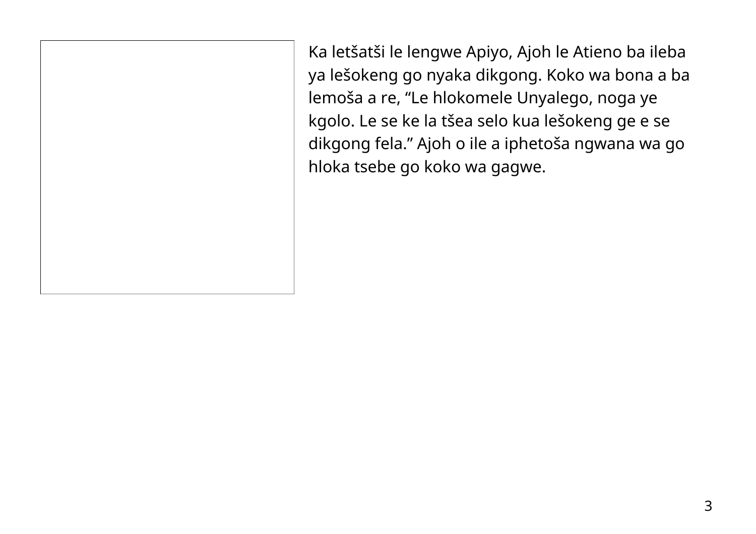Ka letšatši le lengwe Apiyo, Ajoh le Atieno ba ileba ya lešokeng go nyaka dikgong. Koko wa bona a ba lemoša a re, “Le hlokomele Unyalego, noga ye kgolo. Le se ke la tšea selo kua lešokeng ge e se dikgong fela.” Ajoh o ile a iphetoša ngwana wa go hloka tsebe go koko wa gagwe.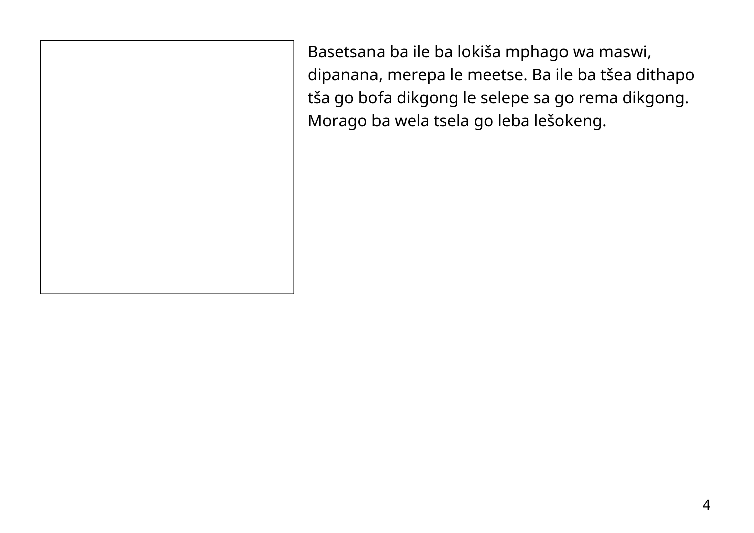Basetsana ba ile ba lokiša mphago wa maswi, dipanana, merepa le meetse. Ba ile ba tšea dithapo tša go bofa dikgong le selepe sa go rema dikgong. Morago ba wela tsela go leba lešokeng.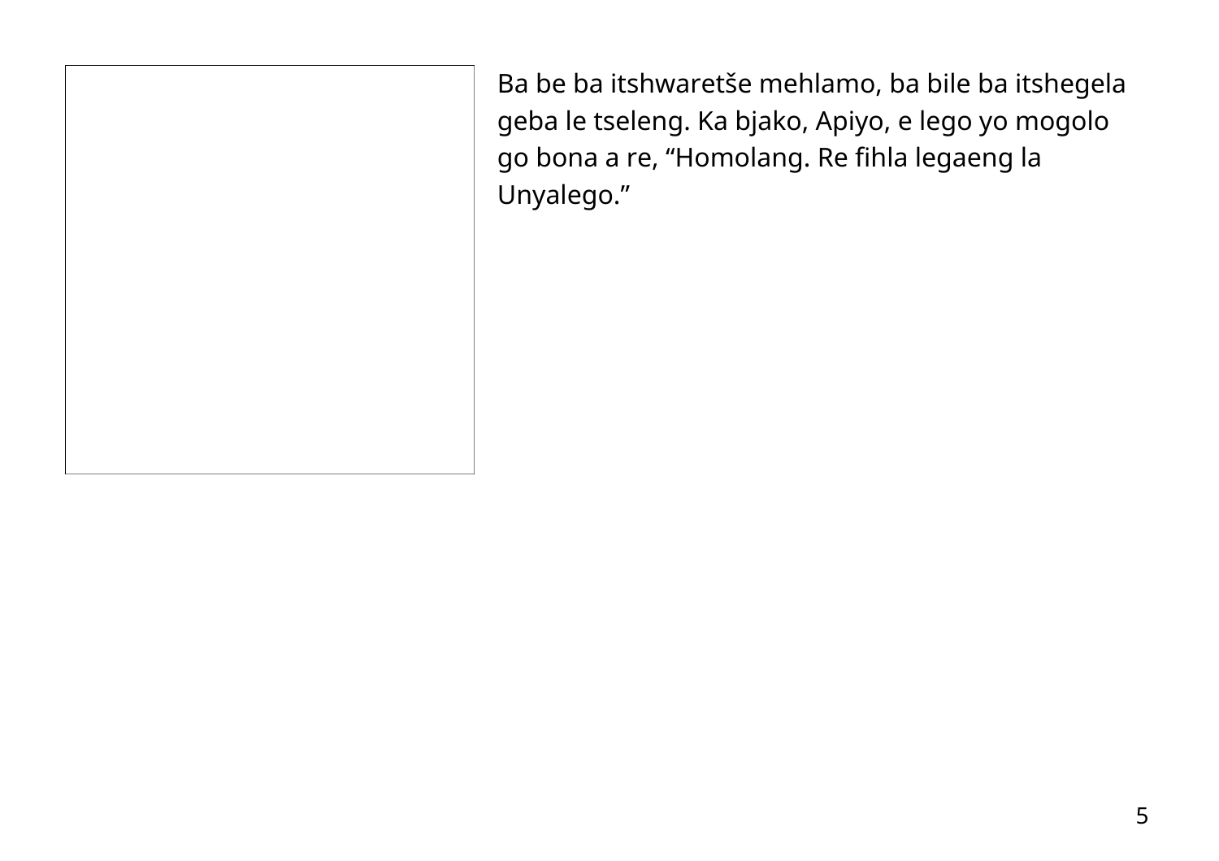Ba be ba itshwaretše mehlamo, ba bile ba itshegela geba le tseleng. Ka bjako, Apiyo, e lego yo mogolo go bona a re, “Homolang. Re fihla legaeng la Unyalego.”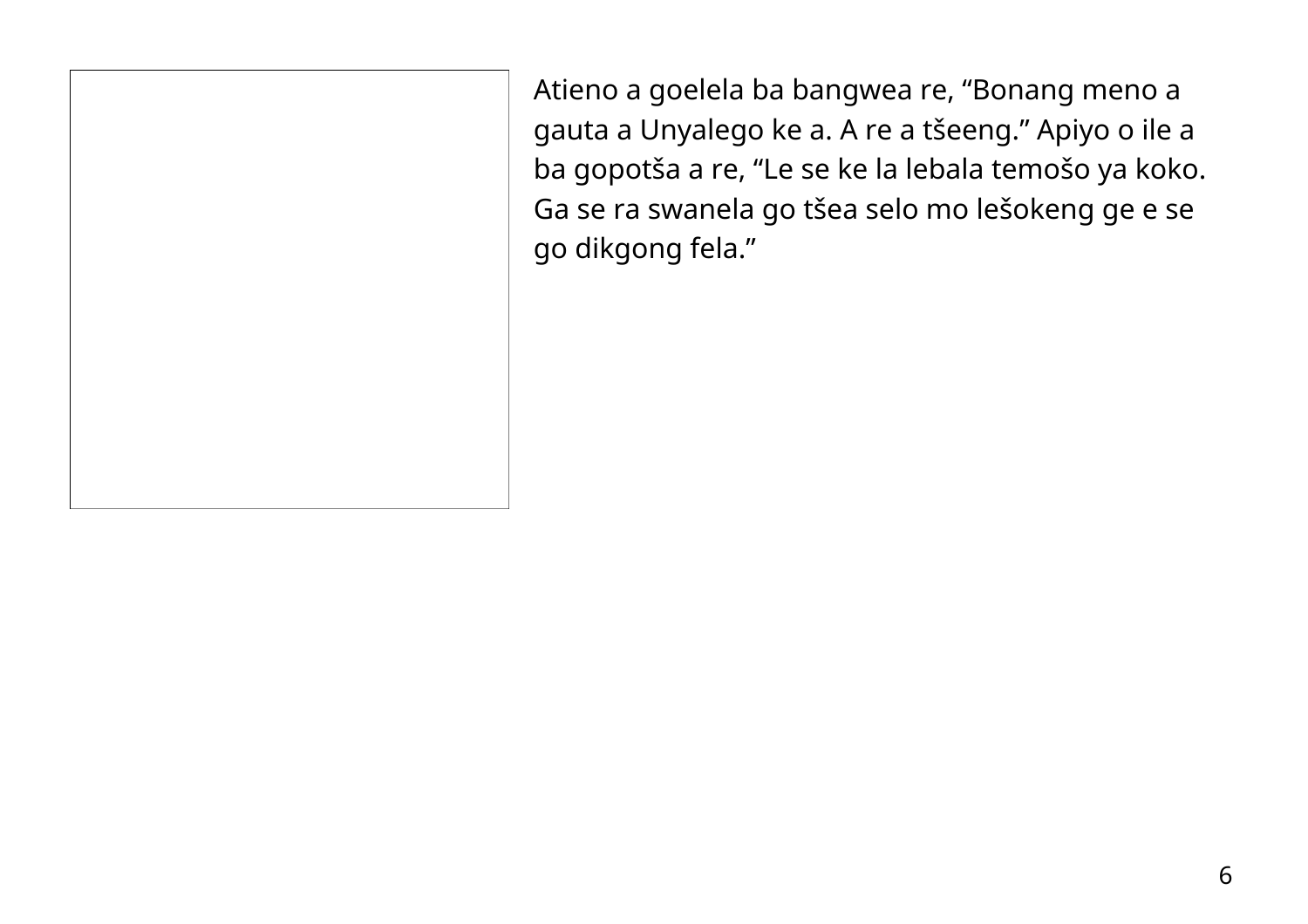Atieno a goelela ba bangwea re, “Bonang meno a gauta a Unyalego ke a. A re a tšeeng.” Apiyo o ile a ba gopotša a re, “Le se ke la lebala temošo ya koko. Ga se ra swanela go tšea selo mo lešokeng ge e se go dikgong fela.”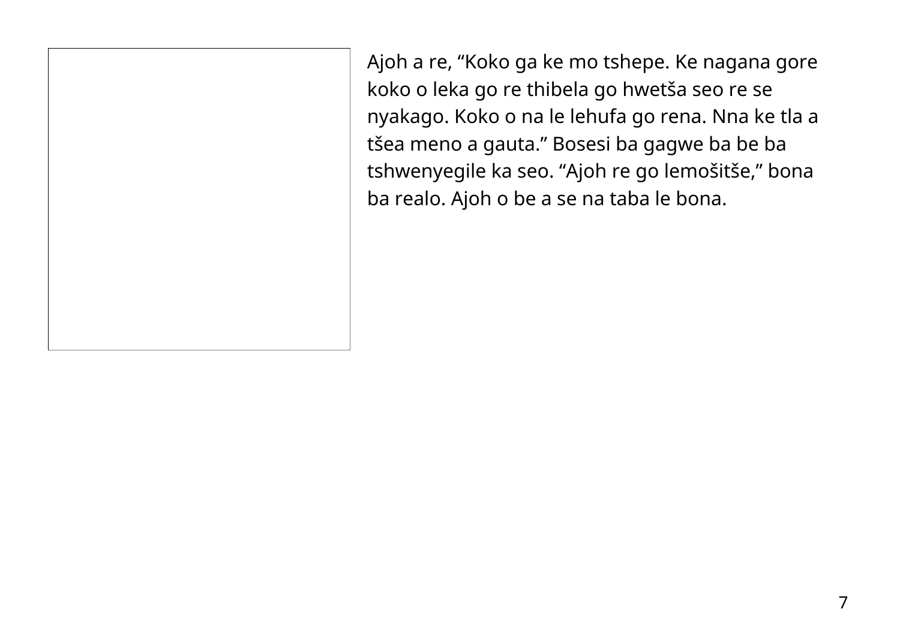Ajoh a re, “Koko ga ke mo tshepe. Ke nagana gore koko o leka go re thibela go hwetša seo re se nyakago. Koko o na le lehufa go rena. Nna ke tla a tšea meno a gauta.” Bosesi ba gagwe ba be ba tshwenyegile ka seo. “Ajoh re go lemošitše,” bona ba realo. Ajoh o be a se na taba le bona.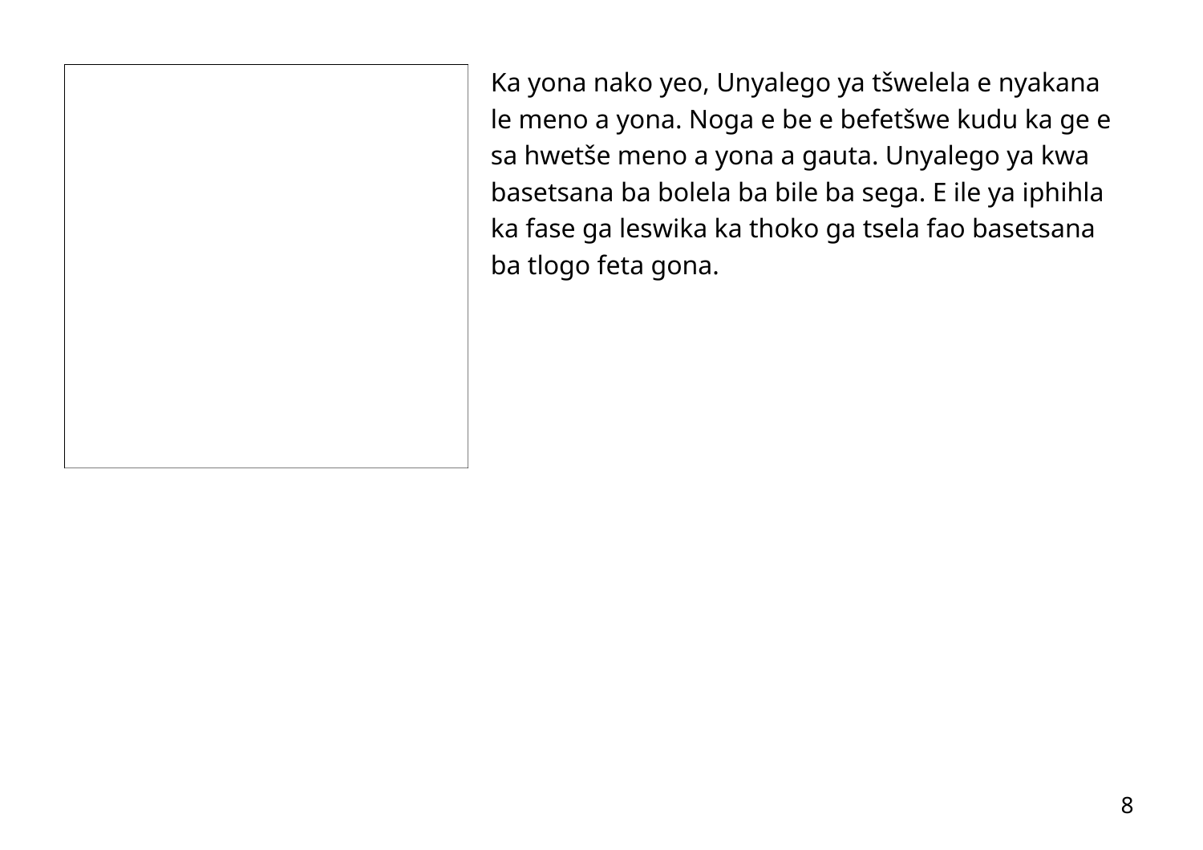Ka yona nako yeo, Unyalego ya tšwelela e nyakana le meno a yona. Noga e be e befetšwe kudu ka ge e sa hwetše meno a yona a gauta. Unyalego ya kwa basetsana ba bolela ba bile ba sega. E ile ya iphihla ka fase ga leswika ka thoko ga tsela fao basetsana ba tlogo feta gona.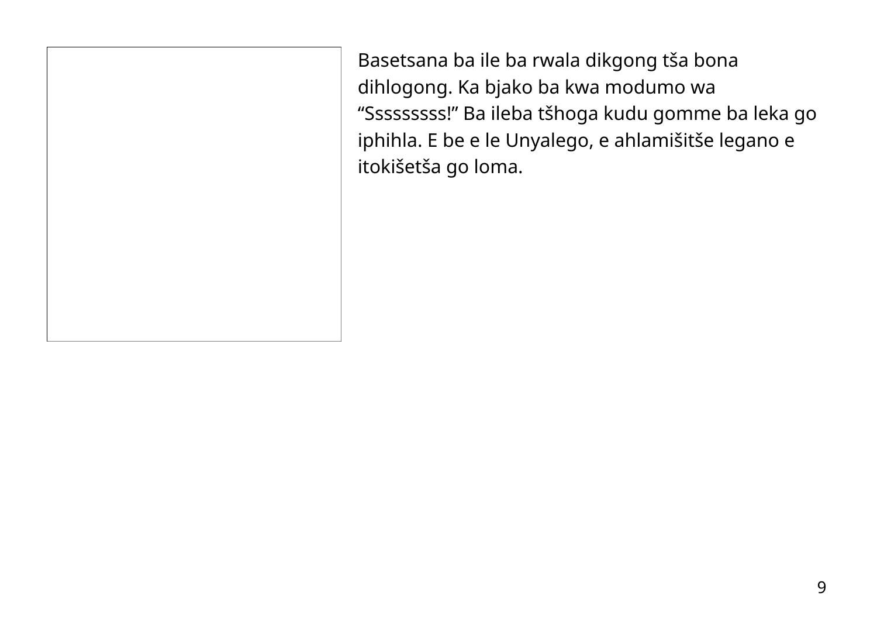Basetsana ba ile ba rwala dikgong tša bona dihlogong. Ka bjako ba kwa modumo wa "Sssssssss!" Ba ileba tšhoga kudu gomme ba leka go iphihla. E be e le Unyalego, e ahlamišitše legano e itokišetša go loma.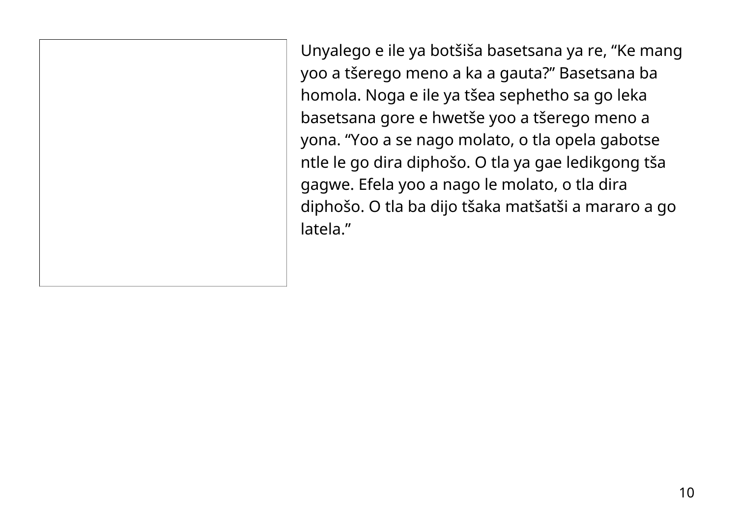Unyalego e ile ya botšiša basetsana ya re, “Ke mang yoo a tšerego meno a ka a gauta?” Basetsana ba homola. Noga e ile ya tšea sephetho sa go leka basetsana gore e hwetše yoo a tšerego meno a yona. “Yoo a se nago molato, o tla opela gabotse ntle le go dira diphošo. O tla ya gae ledikgong tša gagwe. Efela yoo a nago le molato, o tla dira diphošo. O tla ba dijo tšaka matšatši a mararo a go latela.”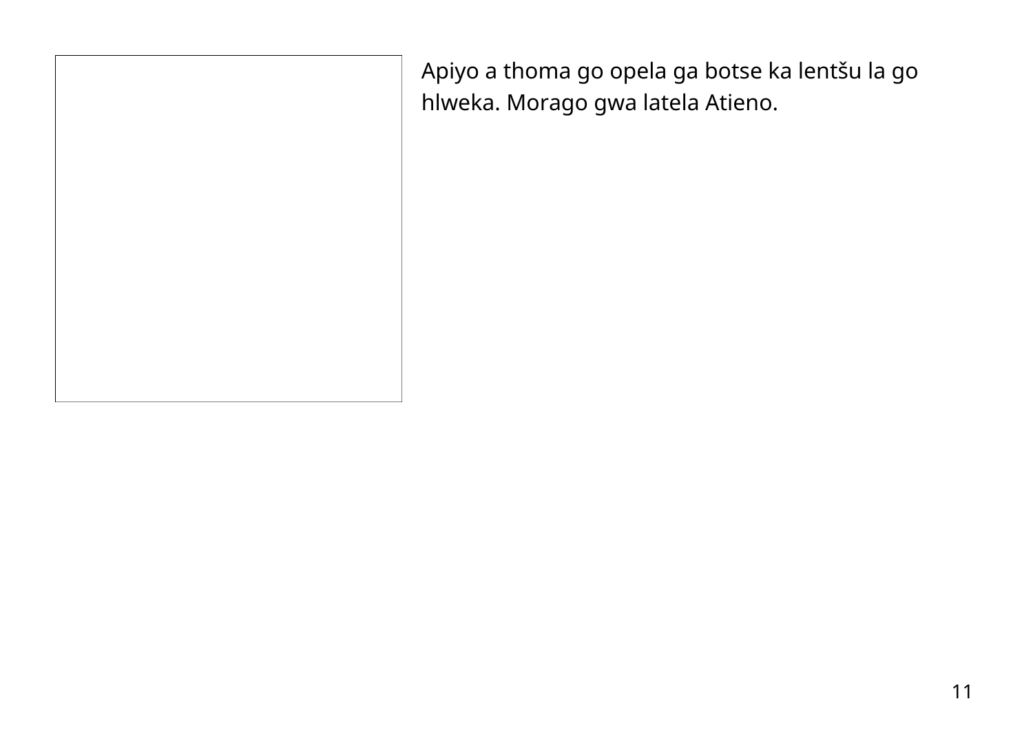Apiyo a thoma go opela ga botse ka lentšu la go hlweka. Morago gwa latela Atieno.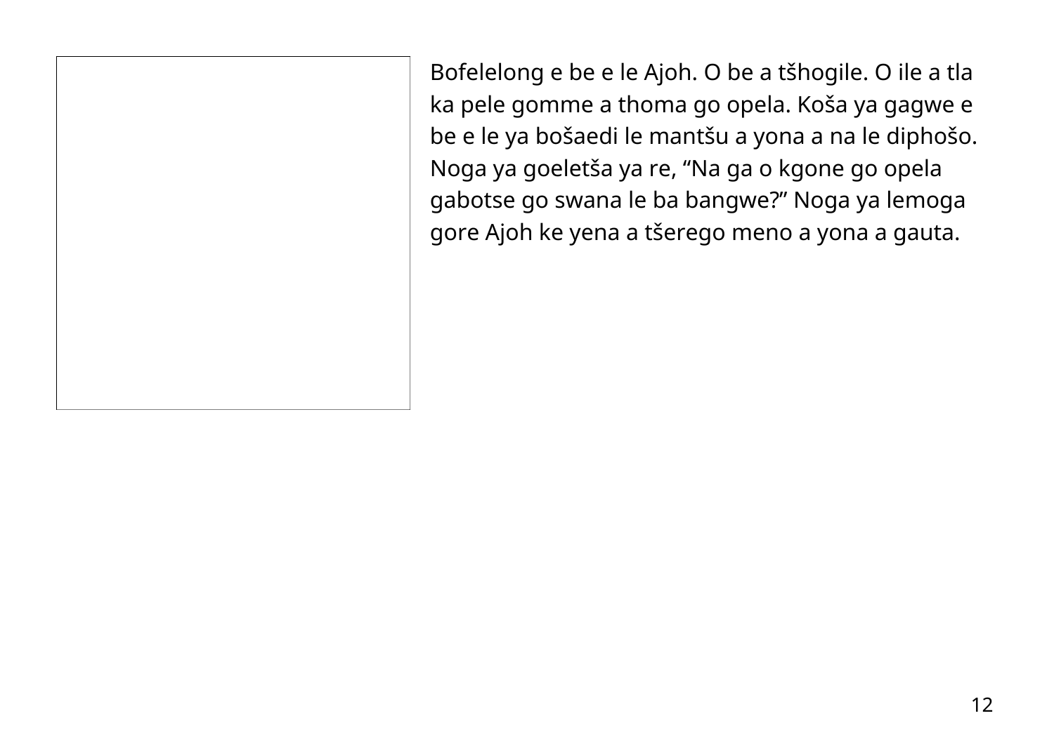Bofelelong e be e le Ajoh. O be a tšhogile. O ile a tla ka pele gomme a thoma go opela. Koša ya gagwe e be e le ya bošaedi le mantšu a yona a na le diphošo. Noga ya goeletša ya re, “Na ga o kgone go opela gabotse go swana le ba bangwe?” Noga ya lemoga gore Ajoh ke yena a tšerego meno a yona a gauta.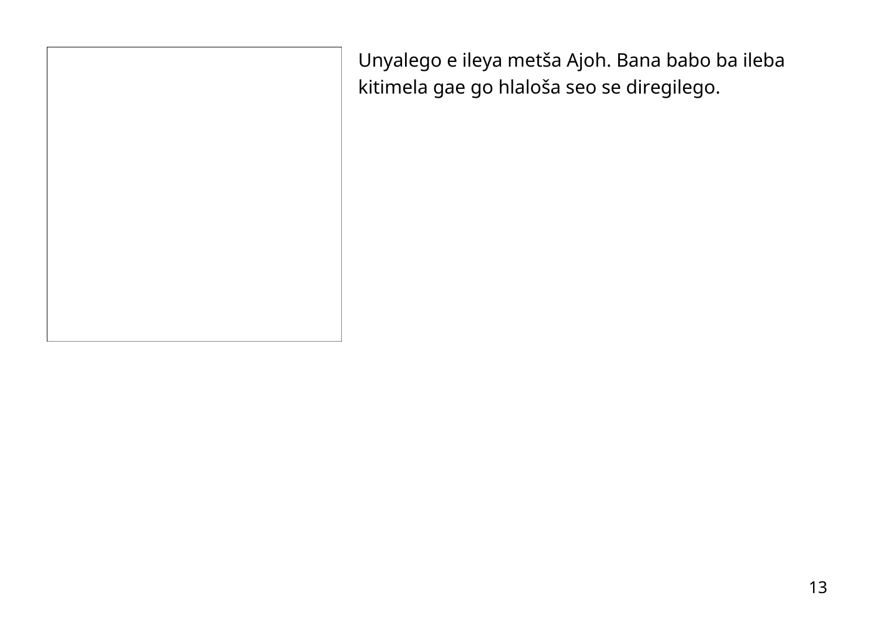Unyalego e ileya metša Ajoh. Bana babo ba ileba kitimela gae go hlaloša seo se diregilego.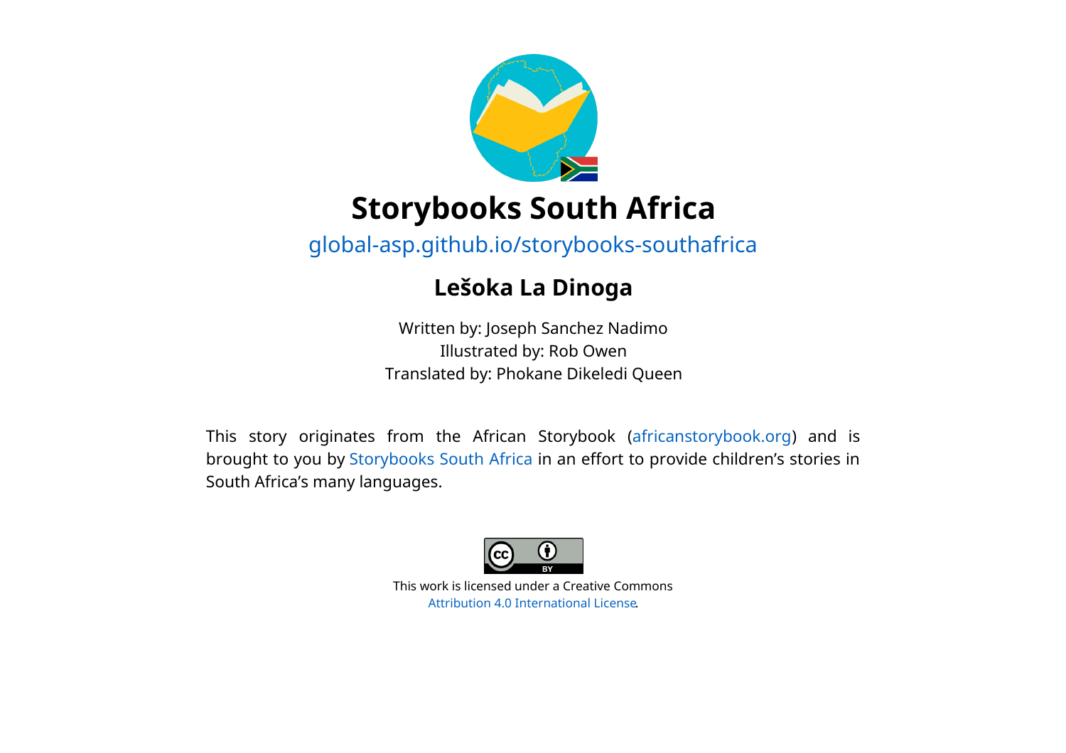# Storybooks South Africa

global-asp.github.io/storybooks-southafrica

## Lešoka La Dinoga

Written by: Joseph Sanchez Nadimo
Illustrated by: Rob Owen
Translated by: Phokane Dikeledi Queen

This story originates from the African Storybook (africanstorybook.org) and is brought to you by Storybooks South Africa in an effort to provide children's stories in South Africa's many languages.

This work is licensed under a Creative Commons Attribution 4.0 International License.